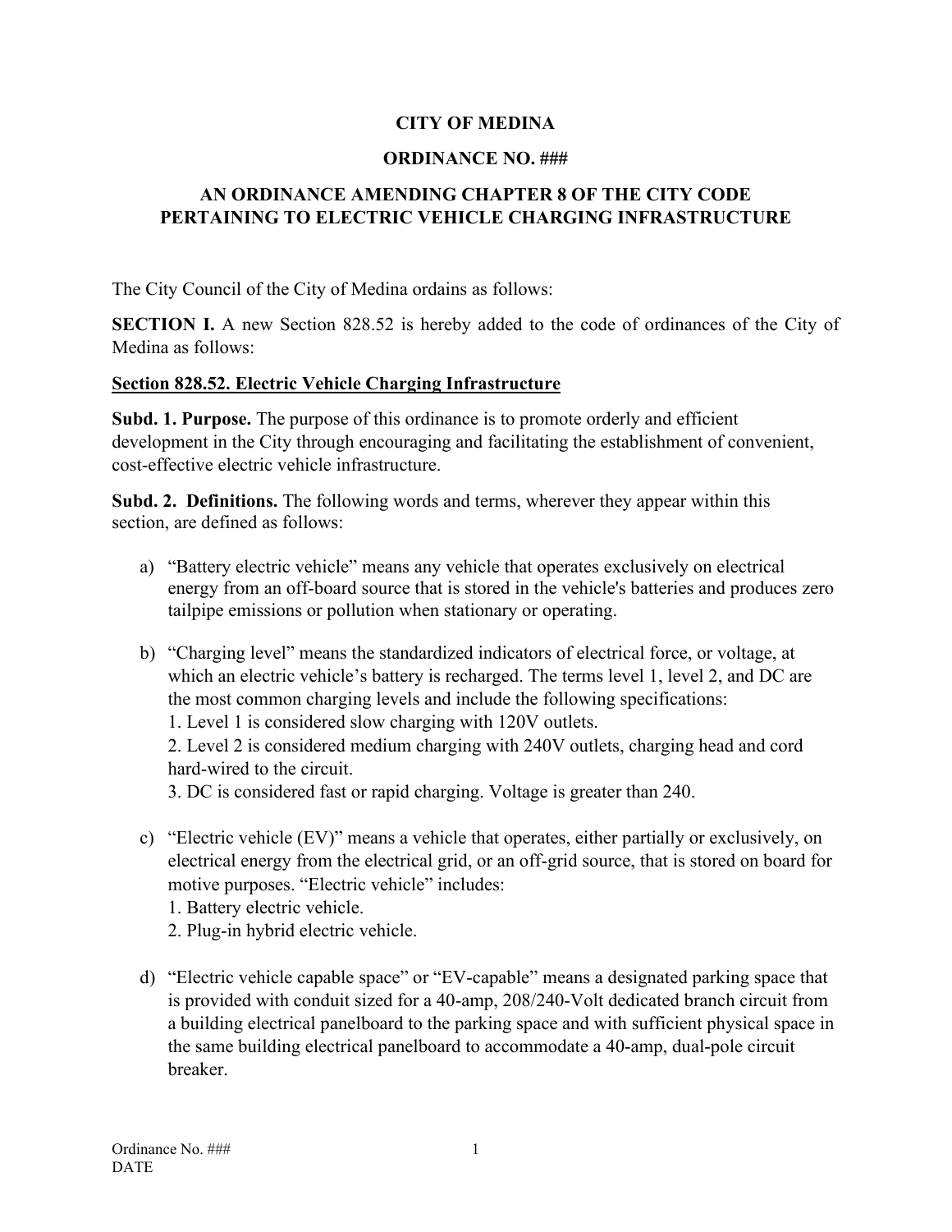# CITY OF MEDINA

## ORDINANCE NO. ###

## AN ORDINANCE AMENDING CHAPTER 8 OF THE CITY CODE PERTAINING TO ELECTRIC VEHICLE CHARGING INFRASTRUCTURE

The City Council of the City of Medina ordains as follows:

**SECTION I.** A new Section 828.52 is hereby added to the code of ordinances of the City of Medina as follows:

**Section 828.52. Electric Vehicle Charging Infrastructure**

**Subd. 1. Purpose.** The purpose of this ordinance is to promote orderly and efficient development in the City through encouraging and facilitating the establishment of convenient, cost-effective electric vehicle infrastructure.

**Subd. 2. Definitions.** The following words and terms, wherever they appear within this section, are defined as follows:

a) "Battery electric vehicle" means any vehicle that operates exclusively on electrical energy from an off-board source that is stored in the vehicle's batteries and produces zero tailpipe emissions or pollution when stationary or operating.

b) "Charging level" means the standardized indicators of electrical force, or voltage, at which an electric vehicle's battery is recharged. The terms level 1, level 2, and DC are the most common charging levels and include the following specifications:
   1. Level 1 is considered slow charging with 120V outlets.
   2. Level 2 is considered medium charging with 240V outlets, charging head and cord hard-wired to the circuit.
   3. DC is considered fast or rapid charging. Voltage is greater than 240.

c) "Electric vehicle (EV)" means a vehicle that operates, either partially or exclusively, on electrical energy from the electrical grid, or an off-grid source, that is stored on board for motive purposes. "Electric vehicle" includes:
   1. Battery electric vehicle.
   2. Plug-in hybrid electric vehicle.

d) "Electric vehicle capable space" or "EV-capable" means a designated parking space that is provided with conduit sized for a 40-amp, 208/240-Volt dedicated branch circuit from a building electrical panelboard to the parking space and with sufficient physical space in the same building electrical panelboard to accommodate a 40-amp, dual-pole circuit breaker.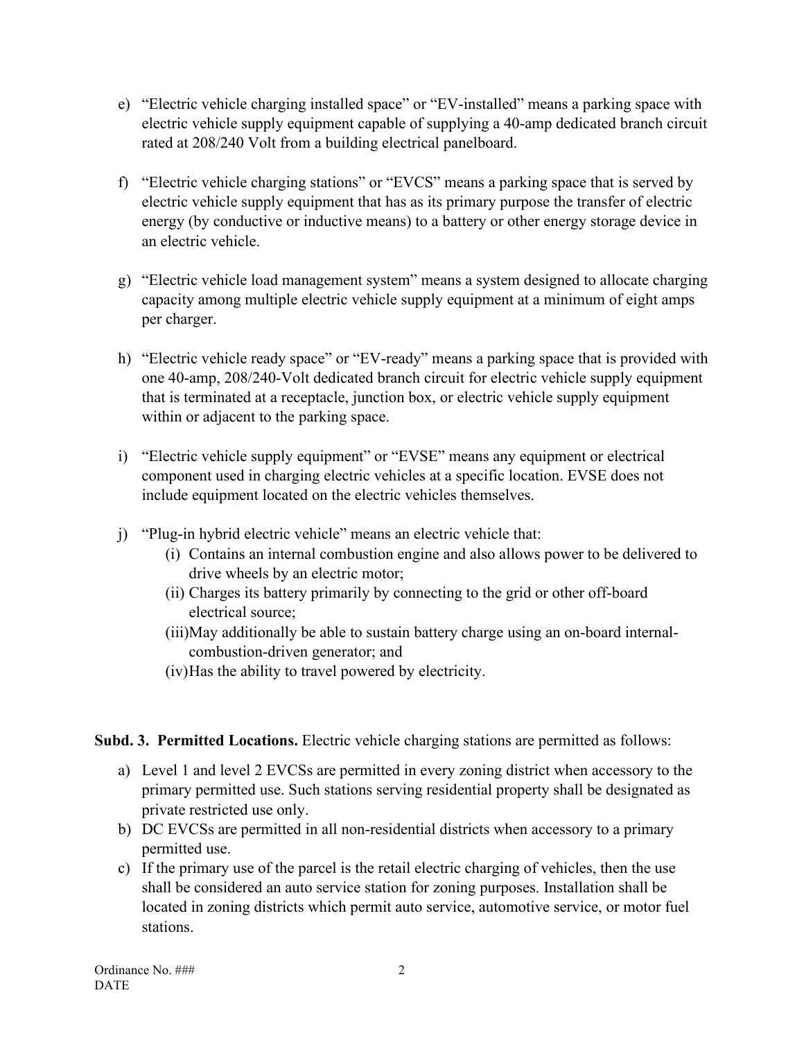e) "Electric vehicle charging installed space" or "EV-installed" means a parking space with electric vehicle supply equipment capable of supplying a 40-amp dedicated branch circuit rated at 208/240 Volt from a building electrical panelboard.

f) "Electric vehicle charging stations" or "EVCS" means a parking space that is served by electric vehicle supply equipment that has as its primary purpose the transfer of electric energy (by conductive or inductive means) to a battery or other energy storage device in an electric vehicle.

g) "Electric vehicle load management system" means a system designed to allocate charging capacity among multiple electric vehicle supply equipment at a minimum of eight amps per charger.

h) "Electric vehicle ready space" or "EV-ready" means a parking space that is provided with one 40-amp, 208/240-Volt dedicated branch circuit for electric vehicle supply equipment that is terminated at a receptacle, junction box, or electric vehicle supply equipment within or adjacent to the parking space.

i) "Electric vehicle supply equipment" or "EVSE" means any equipment or electrical component used in charging electric vehicles at a specific location. EVSE does not include equipment located on the electric vehicles themselves.

j) "Plug-in hybrid electric vehicle" means an electric vehicle that:
   (i) Contains an internal combustion engine and also allows power to be delivered to drive wheels by an electric motor;
   (ii) Charges its battery primarily by connecting to the grid or other off-board electrical source;
   (iii) May additionally be able to sustain battery charge using an on-board internal-combustion-driven generator; and
   (iv) Has the ability to travel powered by electricity.

**Subd. 3. Permitted Locations.** Electric vehicle charging stations are permitted as follows:

a) Level 1 and level 2 EVCSs are permitted in every zoning district when accessory to the primary permitted use. Such stations serving residential property shall be designated as private restricted use only.
b) DC EVCSs are permitted in all non-residential districts when accessory to a primary permitted use.
c) If the primary use of the parcel is the retail electric charging of vehicles, then the use shall be considered an auto service station for zoning purposes. Installation shall be located in zoning districts which permit auto service, automotive service, or motor fuel stations.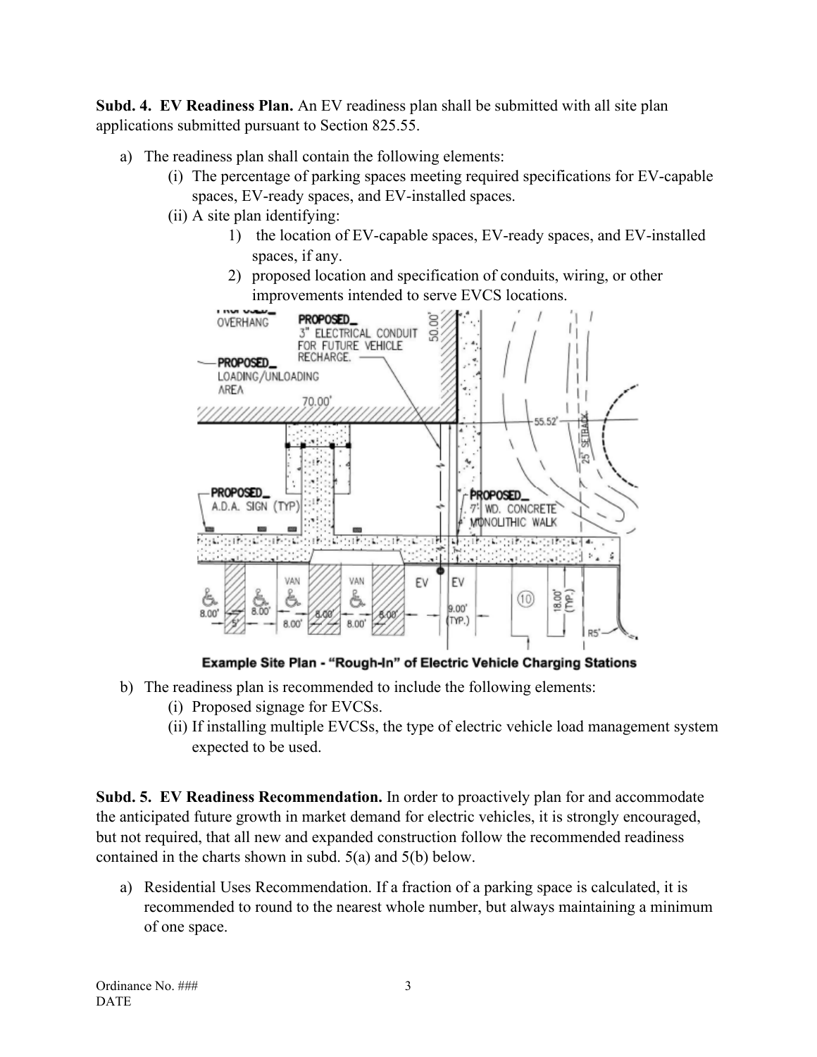**Subd. 4. EV Readiness Plan.** An EV readiness plan shall be submitted with all site plan applications submitted pursuant to Section 825.55.

a) The readiness plan shall contain the following elements:
   (i) The percentage of parking spaces meeting required specifications for EV-capable spaces, EV-ready spaces, and EV-installed spaces.
   (ii) A site plan identifying:
      1) the location of EV-capable spaces, EV-ready spaces, and EV-installed spaces, if any.
      2) proposed location and specification of conduits, wiring, or other improvements intended to serve EVCS locations.

Example Site Plan - "Rough-In" of Electric Vehicle Charging Stations

b) The readiness plan is recommended to include the following elements:
   (i) Proposed signage for EVCSs.
   (ii) If installing multiple EVCSs, the type of electric vehicle load management system expected to be used.

**Subd. 5. EV Readiness Recommendation.** In order to proactively plan for and accommodate the anticipated future growth in market demand for electric vehicles, it is strongly encouraged, but not required, that all new and expanded construction follow the recommended readiness contained in the charts shown in subd. 5(a) and 5(b) below.

a) Residential Uses Recommendation. If a fraction of a parking space is calculated, it is recommended to round to the nearest whole number, but always maintaining a minimum of one space.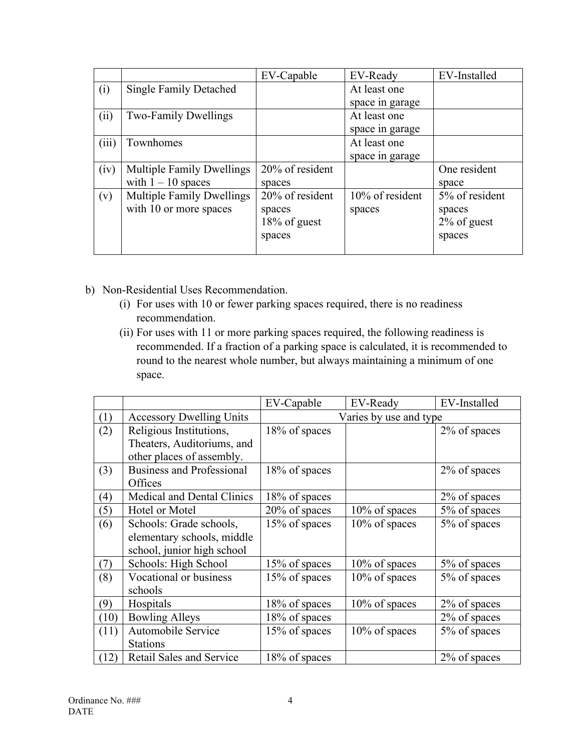| | | EV-Capable | EV-Ready | EV-Installed |
|---|---|---|---|---|
| (i) | Single Family Detached | | At least one space in garage | |
| (ii) | Two-Family Dwellings | | At least one space in garage | |
| (iii) | Townhomes | | At least one space in garage | |
| (iv) | Multiple Family Dwellings with 1 – 10 spaces | 20% of resident spaces | | One resident space |
| (v) | Multiple Family Dwellings with 10 or more spaces | 20% of resident spaces<br>18% of guest spaces | 10% of resident spaces | 5% of resident spaces<br>2% of guest spaces |

b) Non-Residential Uses Recommendation.

(i) For uses with 10 or fewer parking spaces required, there is no readiness recommendation.

(ii) For uses with 11 or more parking spaces required, the following readiness is recommended. If a fraction of a parking space is calculated, it is recommended to round to the nearest whole number, but always maintaining a minimum of one space.

| | | EV-Capable | EV-Ready | EV-Installed |
|---|---|---|---|---|
| (1) | Accessory Dwelling Units | Varies by use and type | | |
| (2) | Religious Institutions, Theaters, Auditoriums, and other places of assembly. | 18% of spaces | | 2% of spaces |
| (3) | Business and Professional Offices | 18% of spaces | | 2% of spaces |
| (4) | Medical and Dental Clinics | 18% of spaces | | 2% of spaces |
| (5) | Hotel or Motel | 20% of spaces | 10% of spaces | 5% of spaces |
| (6) | Schools: Grade schools, elementary schools, middle school, junior high school | 15% of spaces | 10% of spaces | 5% of spaces |
| (7) | Schools: High School | 15% of spaces | 10% of spaces | 5% of spaces |
| (8) | Vocational or business schools | 15% of spaces | 10% of spaces | 5% of spaces |
| (9) | Hospitals | 18% of spaces | 10% of spaces | 2% of spaces |
| (10) | Bowling Alleys | 18% of spaces | | 2% of spaces |
| (11) | Automobile Service Stations | 15% of spaces | 10% of spaces | 5% of spaces |
| (12) | Retail Sales and Service | 18% of spaces | | 2% of spaces |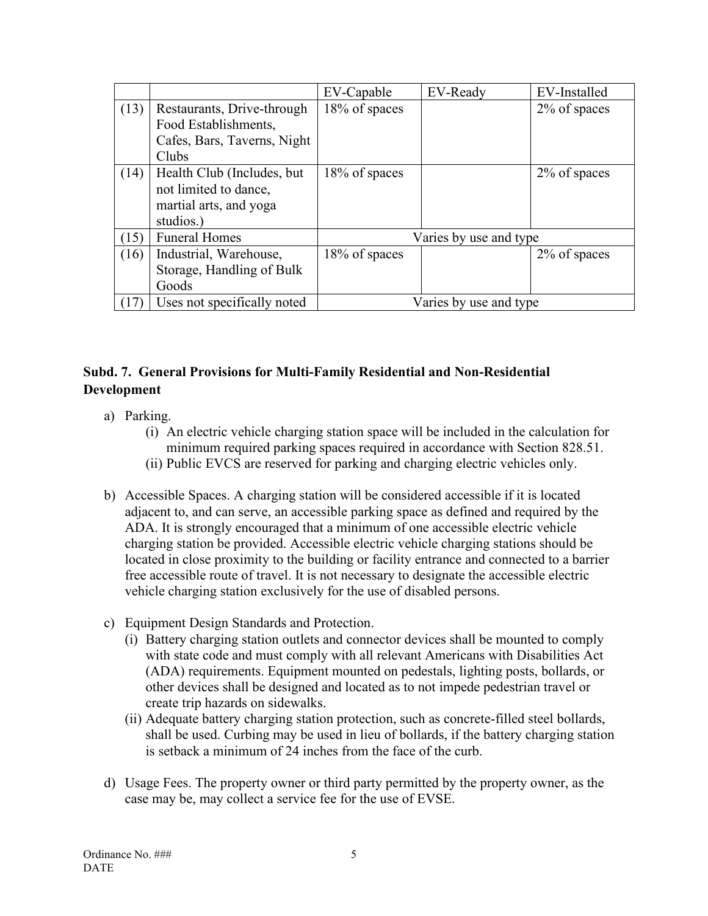| | | EV-Capable | EV-Ready | EV-Installed |
|---|---|---|---|---|
| (13) | Restaurants, Drive-through Food Establishments, Cafes, Bars, Taverns, Night Clubs | 18% of spaces | | 2% of spaces |
| (14) | Health Club (Includes, but not limited to dance, martial arts, and yoga studios.) | 18% of spaces | | 2% of spaces |
| (15) | Funeral Homes | Varies by use and type | | |
| (16) | Industrial, Warehouse, Storage, Handling of Bulk Goods | 18% of spaces | | 2% of spaces |
| (17) | Uses not specifically noted | Varies by use and type | | |

**Subd. 7. General Provisions for Multi-Family Residential and Non-Residential Development**

a) Parking.
   (i) An electric vehicle charging station space will be included in the calculation for minimum required parking spaces required in accordance with Section 828.51.
   (ii) Public EVCS are reserved for parking and charging electric vehicles only.

b) Accessible Spaces. A charging station will be considered accessible if it is located adjacent to, and can serve, an accessible parking space as defined and required by the ADA. It is strongly encouraged that a minimum of one accessible electric vehicle charging station be provided. Accessible electric vehicle charging stations should be located in close proximity to the building or facility entrance and connected to a barrier free accessible route of travel. It is not necessary to designate the accessible electric vehicle charging station exclusively for the use of disabled persons.

c) Equipment Design Standards and Protection.
   (i) Battery charging station outlets and connector devices shall be mounted to comply with state code and must comply with all relevant Americans with Disabilities Act (ADA) requirements. Equipment mounted on pedestals, lighting posts, bollards, or other devices shall be designed and located as to not impede pedestrian travel or create trip hazards on sidewalks.
   (ii) Adequate battery charging station protection, such as concrete-filled steel bollards, shall be used. Curbing may be used in lieu of bollards, if the battery charging station is setback a minimum of 24 inches from the face of the curb.

d) Usage Fees. The property owner or third party permitted by the property owner, as the case may be, may collect a service fee for the use of EVSE.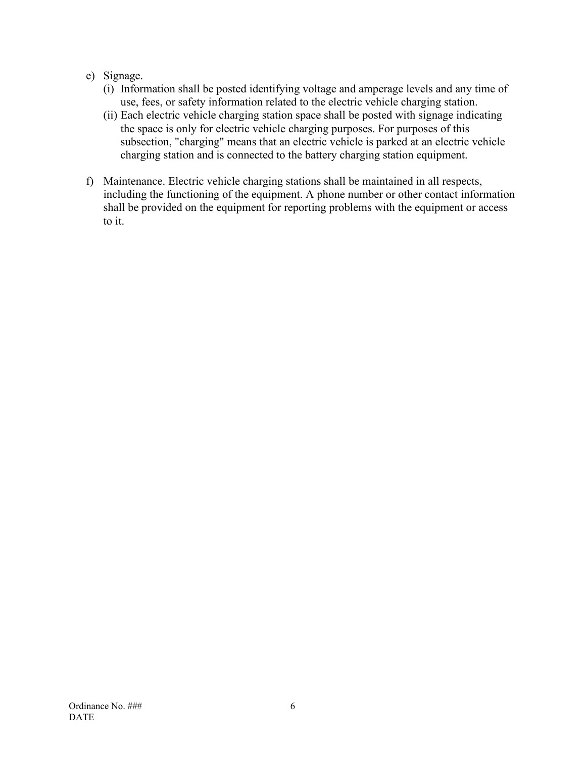e) Signage.
   (i) Information shall be posted identifying voltage and amperage levels and any time of use, fees, or safety information related to the electric vehicle charging station.
   (ii) Each electric vehicle charging station space shall be posted with signage indicating the space is only for electric vehicle charging purposes. For purposes of this subsection, "charging" means that an electric vehicle is parked at an electric vehicle charging station and is connected to the battery charging station equipment.

f) Maintenance. Electric vehicle charging stations shall be maintained in all respects, including the functioning of the equipment. A phone number or other contact information shall be provided on the equipment for reporting problems with the equipment or access to it.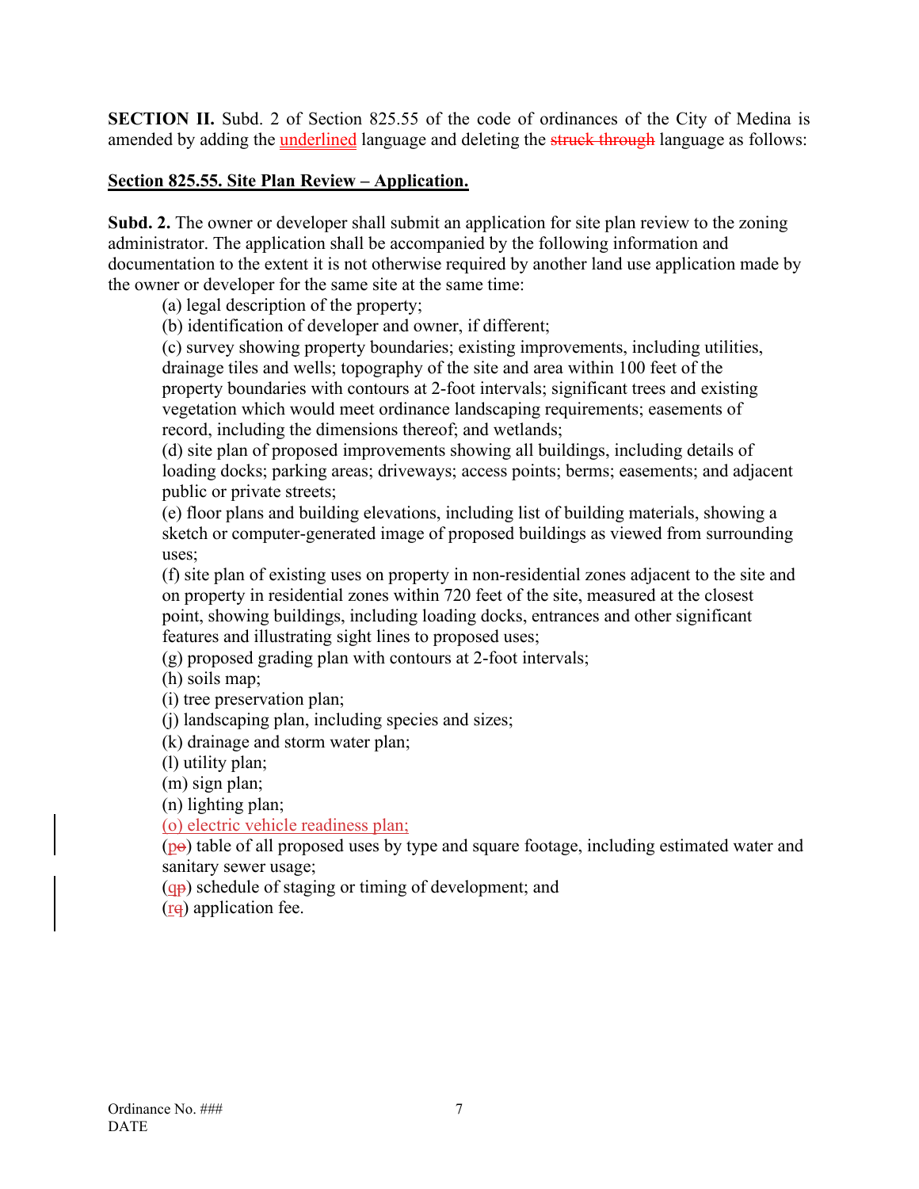**SECTION II.** Subd. 2 of Section 825.55 of the code of ordinances of the City of Medina is amended by adding the <u>underlined</u> language and deleting the ~~struck through~~ language as follows:

**<u>Section 825.55. Site Plan Review – Application.</u>**

**Subd. 2.** The owner or developer shall submit an application for site plan review to the zoning administrator. The application shall be accompanied by the following information and documentation to the extent it is not otherwise required by another land use application made by the owner or developer for the same site at the same time:

(a) legal description of the property;

(b) identification of developer and owner, if different;

(c) survey showing property boundaries; existing improvements, including utilities, drainage tiles and wells; topography of the site and area within 100 feet of the property boundaries with contours at 2-foot intervals; significant trees and existing vegetation which would meet ordinance landscaping requirements; easements of record, including the dimensions thereof; and wetlands;

(d) site plan of proposed improvements showing all buildings, including details of loading docks; parking areas; driveways; access points; berms; easements; and adjacent public or private streets;

(e) floor plans and building elevations, including list of building materials, showing a sketch or computer-generated image of proposed buildings as viewed from surrounding uses;

(f) site plan of existing uses on property in non-residential zones adjacent to the site and on property in residential zones within 720 feet of the site, measured at the closest point, showing buildings, including loading docks, entrances and other significant features and illustrating sight lines to proposed uses;

(g) proposed grading plan with contours at 2-foot intervals;

(h) soils map;

(i) tree preservation plan;

(j) landscaping plan, including species and sizes;

(k) drainage and storm water plan;

(l) utility plan;

(m) sign plan;

(n) lighting plan;

<u>(o) electric vehicle readiness plan;</u>

(<u>p</u>~~o~~) table of all proposed uses by type and square footage, including estimated water and sanitary sewer usage;

(<u>q</u>~~p~~) schedule of staging or timing of development; and

(<u>r</u>~~q~~) application fee.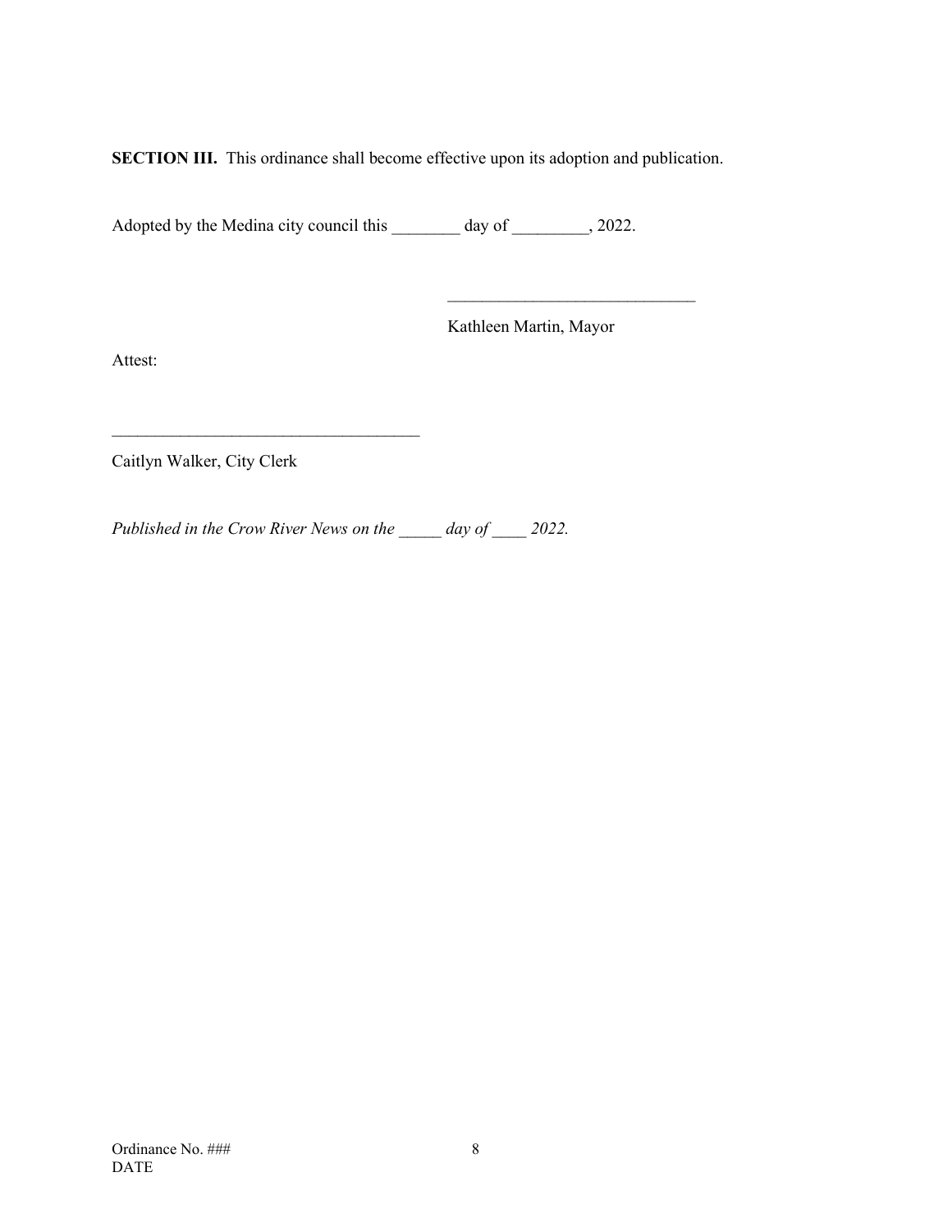**SECTION III.** This ordinance shall become effective upon its adoption and publication.

Adopted by the Medina city council this ________ day of _________, 2022.

_____________________________

Kathleen Martin, Mayor

Attest:

____________________________________

Caitlyn Walker, City Clerk

*Published in the Crow River News on the _____ day of ____ 2022.*